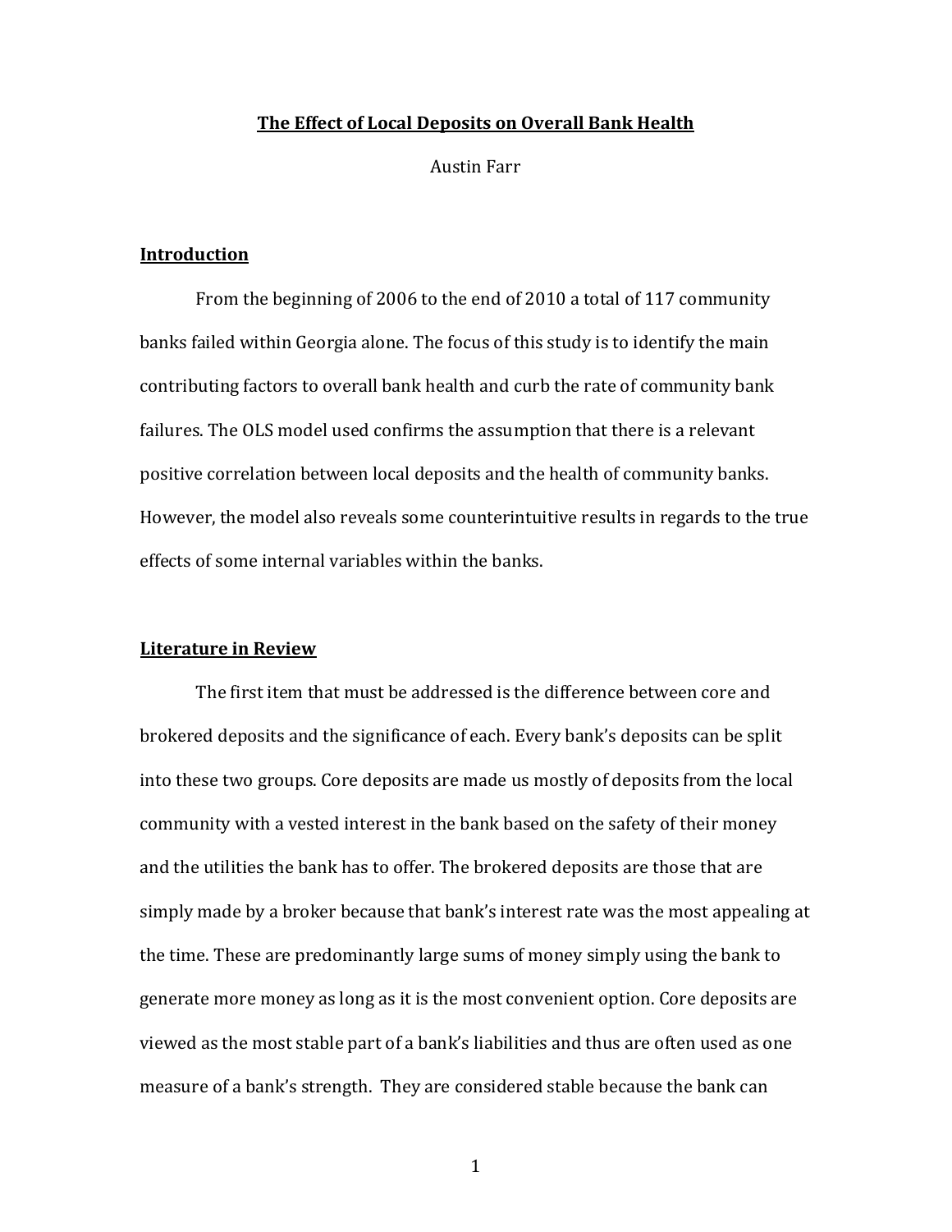# The Effect of Local Deposits on Overall Bank Health

Austin Farr

## Introduction

From the beginning of 2006 to the end of 2010 a total of 117 community banks failed within Georgia alone. The focus of this study is to identify the main contributing factors to overall bank health and curb the rate of community bank failures. The OLS model used confirms the assumption that there is a relevant positive correlation between local deposits and the health of community banks. However, the model also reveals some counterintuitive results in regards to the true effects of some internal variables within the banks.

## Literature in Review

The first item that must be addressed is the difference between core and brokered deposits and the significance of each. Every bank's deposits can be split into these two groups. Core deposits are made us mostly of deposits from the local community with a vested interest in the bank based on the safety of their money and the utilities the bank has to offer. The brokered deposits are those that are simply made by a broker because that bank's interest rate was the most appealing at the time. These are predominantly large sums of money simply using the bank to generate more money as long as it is the most convenient option. Core deposits are viewed as the most stable part of a bank's liabilities and thus are often used as one measure of a bank's strength. They are considered stable because the bank can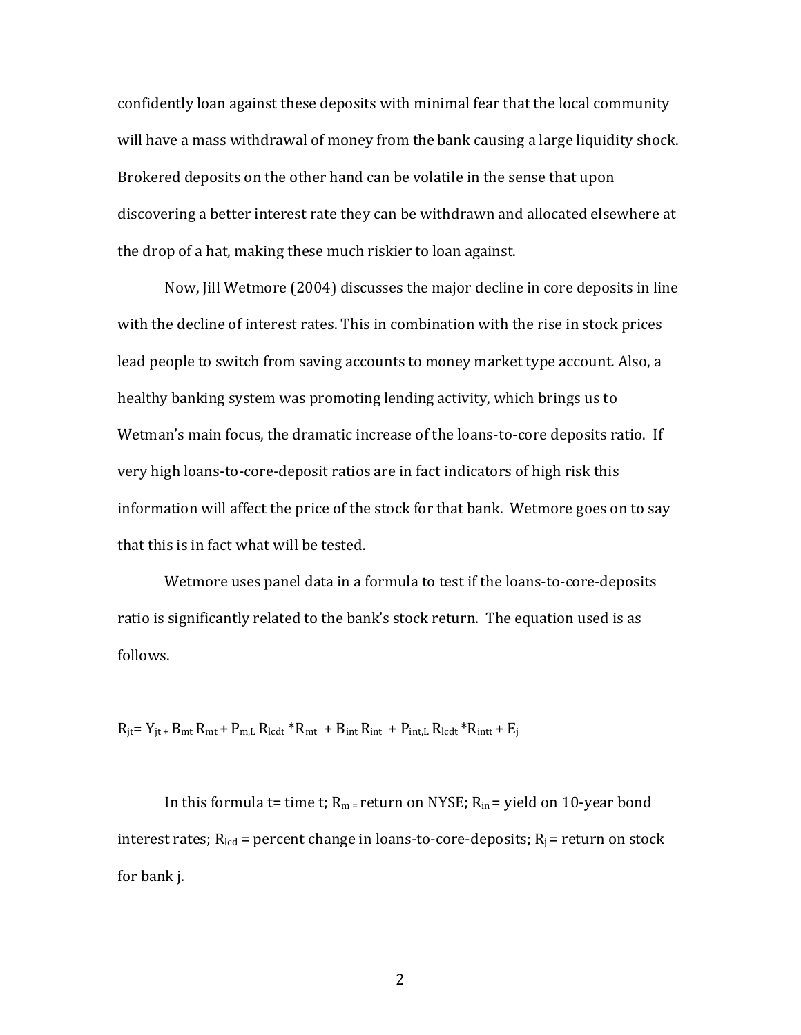confidently loan against these deposits with minimal fear that the local community will have a mass withdrawal of money from the bank causing a large liquidity shock. Brokered deposits on the other hand can be volatile in the sense that upon discovering a better interest rate they can be withdrawn and allocated elsewhere at the drop of a hat, making these much riskier to loan against.

Now, Jill Wetmore (2004) discusses the major decline in core deposits in line with the decline of interest rates. This in combination with the rise in stock prices lead people to switch from saving accounts to money market type account. Also, a healthy banking system was promoting lending activity, which brings us to Wetman's main focus, the dramatic increase of the loans-to-core deposits ratio. If very high loans-to-core-deposit ratios are in fact indicators of high risk this information will affect the price of the stock for that bank. Wetmore goes on to say that this is in fact what will be tested.

Wetmore uses panel data in a formula to test if the loans-to-core-deposits ratio is significantly related to the bank's stock return. The equation used is as follows.

$$R_{jt} = Y_{jt} + B_{mt} R_{mt} + P_{m,L} R_{lcdt} * R_{mt} + B_{int} R_{int} + P_{int,L} R_{lcdt} * R_{intt} + E_j$$

In this formula t= time t; $R_m$ = return on NYSE; $R_{in}$ = yield on 10-year bond interest rates; $R_{lcd}$ = percent change in loans-to-core-deposits; $R_j$ = return on stock for bank j.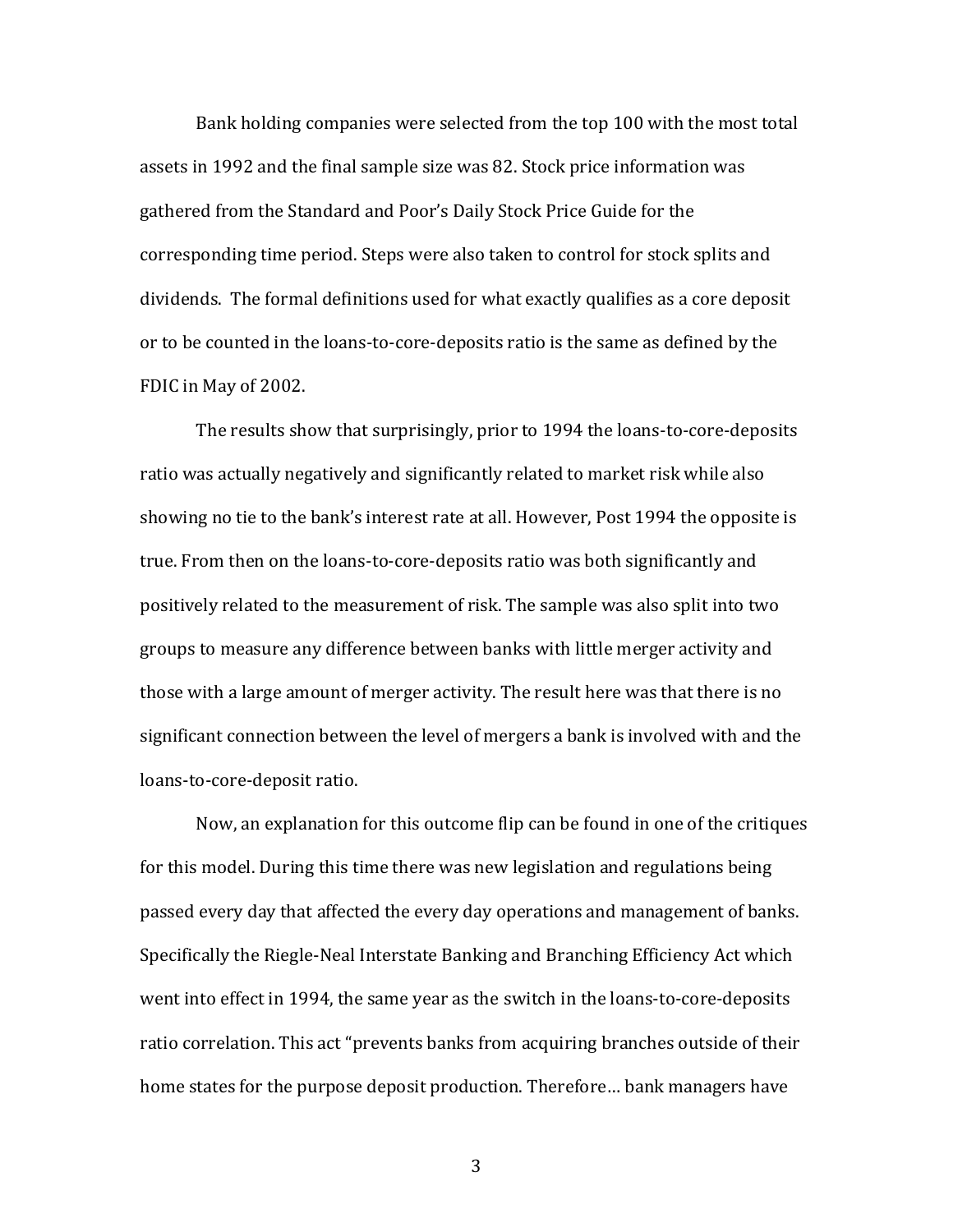Bank holding companies were selected from the top 100 with the most total assets in 1992 and the final sample size was 82. Stock price information was gathered from the Standard and Poor's Daily Stock Price Guide for the corresponding time period. Steps were also taken to control for stock splits and dividends. The formal definitions used for what exactly qualifies as a core deposit or to be counted in the loans-to-core-deposits ratio is the same as defined by the FDIC in May of 2002.

The results show that surprisingly, prior to 1994 the loans-to-core-deposits ratio was actually negatively and significantly related to market risk while also showing no tie to the bank's interest rate at all. However, Post 1994 the opposite is true. From then on the loans-to-core-deposits ratio was both significantly and positively related to the measurement of risk. The sample was also split into two groups to measure any difference between banks with little merger activity and those with a large amount of merger activity. The result here was that there is no significant connection between the level of mergers a bank is involved with and the loans-to-core-deposit ratio.

Now, an explanation for this outcome flip can be found in one of the critiques for this model. During this time there was new legislation and regulations being passed every day that affected the every day operations and management of banks. Specifically the Riegle-Neal Interstate Banking and Branching Efficiency Act which went into effect in 1994, the same year as the switch in the loans-to-core-deposits ratio correlation. This act "prevents banks from acquiring branches outside of their home states for the purpose deposit production. Therefore… bank managers have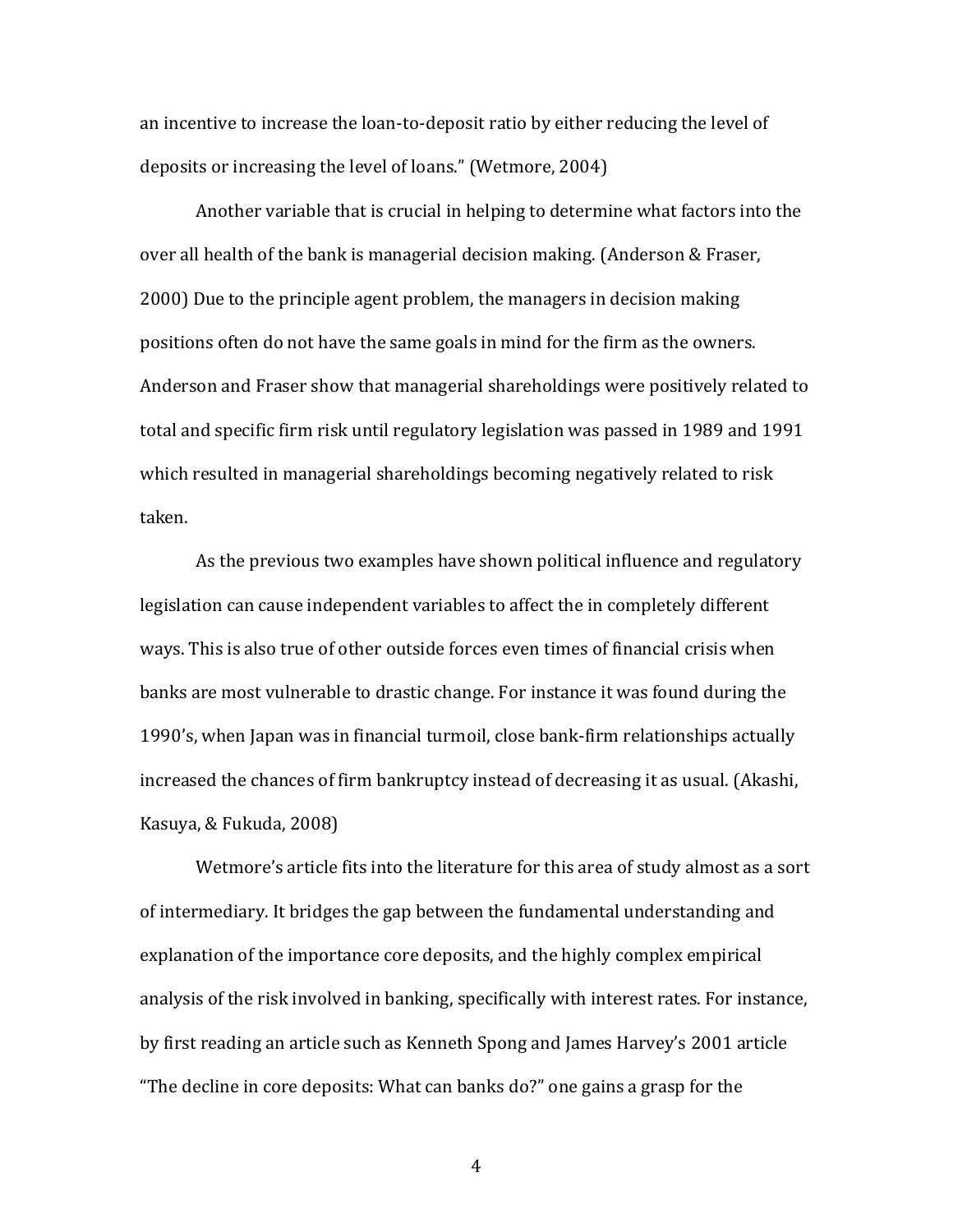an incentive to increase the loan-to-deposit ratio by either reducing the level of deposits or increasing the level of loans." (Wetmore, 2004)

Another variable that is crucial in helping to determine what factors into the over all health of the bank is managerial decision making. (Anderson & Fraser, 2000) Due to the principle agent problem, the managers in decision making positions often do not have the same goals in mind for the firm as the owners. Anderson and Fraser show that managerial shareholdings were positively related to total and specific firm risk until regulatory legislation was passed in 1989 and 1991 which resulted in managerial shareholdings becoming negatively related to risk taken.

As the previous two examples have shown political influence and regulatory legislation can cause independent variables to affect the in completely different ways. This is also true of other outside forces even times of financial crisis when banks are most vulnerable to drastic change. For instance it was found during the 1990's, when Japan was in financial turmoil, close bank-firm relationships actually increased the chances of firm bankruptcy instead of decreasing it as usual. (Akashi, Kasuya, & Fukuda, 2008)

Wetmore's article fits into the literature for this area of study almost as a sort of intermediary. It bridges the gap between the fundamental understanding and explanation of the importance core deposits, and the highly complex empirical analysis of the risk involved in banking, specifically with interest rates. For instance, by first reading an article such as Kenneth Spong and James Harvey's 2001 article "The decline in core deposits: What can banks do?" one gains a grasp for the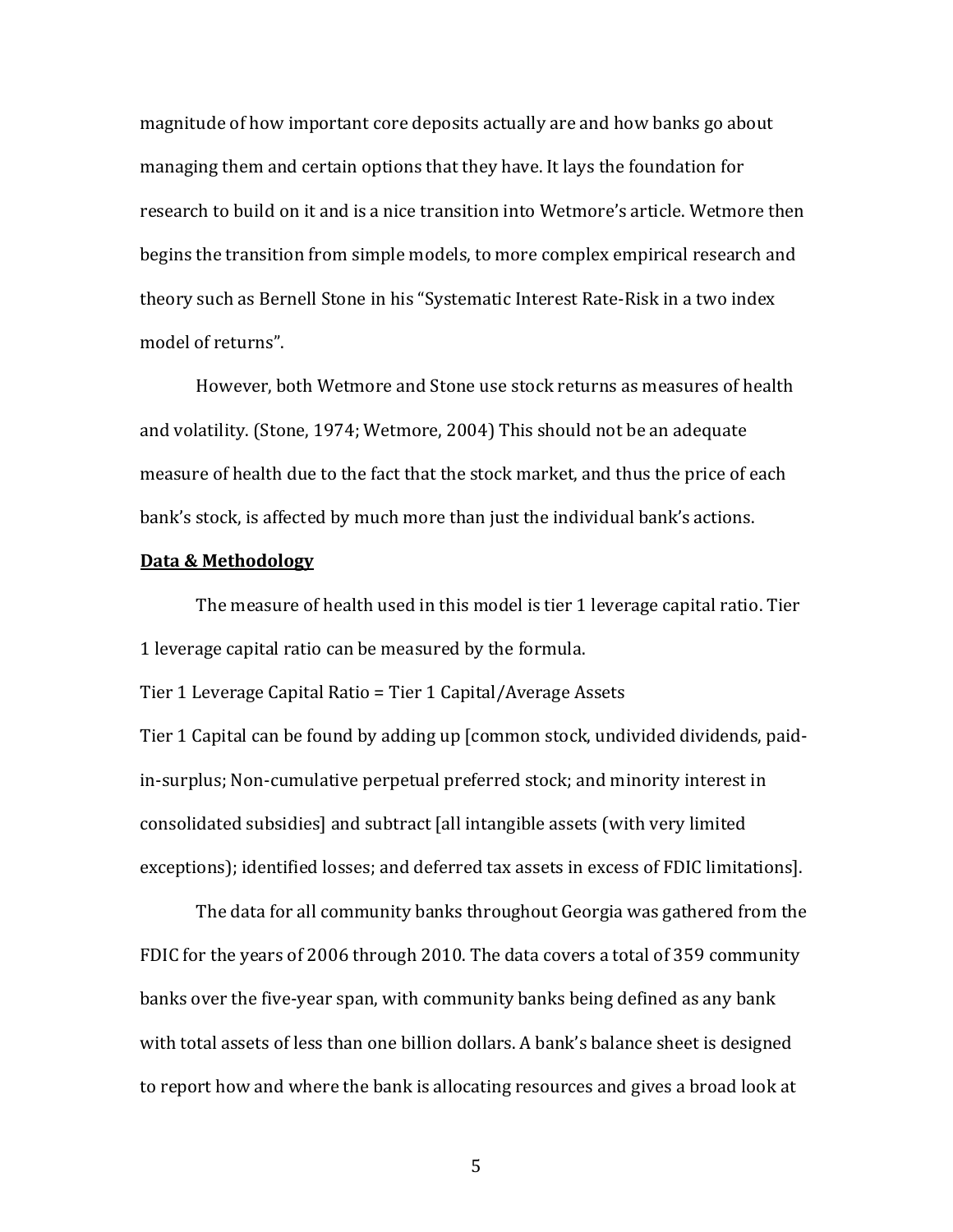magnitude of how important core deposits actually are and how banks go about managing them and certain options that they have. It lays the foundation for research to build on it and is a nice transition into Wetmore's article. Wetmore then begins the transition from simple models, to more complex empirical research and theory such as Bernell Stone in his "Systematic Interest Rate-Risk in a two index model of returns".

However, both Wetmore and Stone use stock returns as measures of health and volatility. (Stone, 1974; Wetmore, 2004) This should not be an adequate measure of health due to the fact that the stock market, and thus the price of each bank's stock, is affected by much more than just the individual bank's actions.

**Data & Methodology**

The measure of health used in this model is tier 1 leverage capital ratio. Tier 1 leverage capital ratio can be measured by the formula.

Tier 1 Leverage Capital Ratio = Tier 1 Capital/Average Assets

Tier 1 Capital can be found by adding up [common stock, undivided dividends, paid-in-surplus; Non-cumulative perpetual preferred stock; and minority interest in consolidated subsidies] and subtract [all intangible assets (with very limited exceptions); identified losses; and deferred tax assets in excess of FDIC limitations].

The data for all community banks throughout Georgia was gathered from the FDIC for the years of 2006 through 2010. The data covers a total of 359 community banks over the five-year span, with community banks being defined as any bank with total assets of less than one billion dollars. A bank's balance sheet is designed to report how and where the bank is allocating resources and gives a broad look at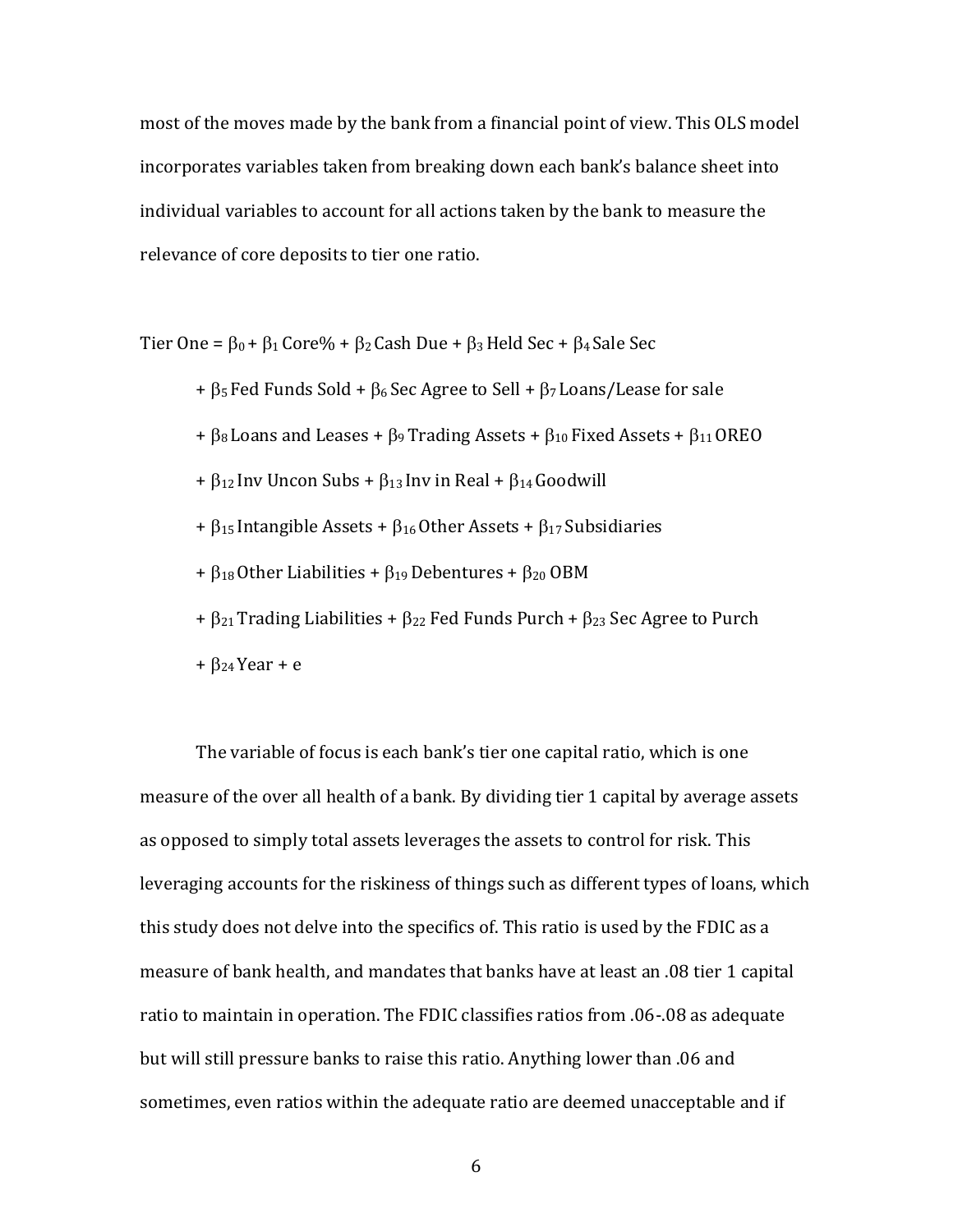most of the moves made by the bank from a financial point of view. This OLS model incorporates variables taken from breaking down each bank's balance sheet into individual variables to account for all actions taken by the bank to measure the relevance of core deposits to tier one ratio.

$$
\begin{aligned}
\text{Tier One} = {} & \beta_0 + \beta_1 \text{ Core\%} + \beta_2 \text{ Cash Due} + \beta_3 \text{ Held Sec} + \beta_4 \text{ Sale Sec} \\
& + \beta_5 \text{ Fed Funds Sold} + \beta_6 \text{ Sec Agree to Sell} + \beta_7 \text{ Loans/Lease for sale} \\
& + \beta_8 \text{ Loans and Leases} + \beta_9 \text{ Trading Assets} + \beta_{10} \text{ Fixed Assets} + \beta_{11} \text{ OREO} \\
& + \beta_{12} \text{ Inv Uncon Subs} + \beta_{13} \text{ Inv in Real} + \beta_{14} \text{ Goodwill} \\
& + \beta_{15} \text{ Intangible Assets} + \beta_{16} \text{ Other Assets} + \beta_{17} \text{ Subsidiaries} \\
& + \beta_{18} \text{ Other Liabilities} + \beta_{19} \text{ Debentures} + \beta_{20} \text{ OBM} \\
& + \beta_{21} \text{ Trading Liabilities} + \beta_{22} \text{ Fed Funds Purch} + \beta_{23} \text{ Sec Agree to Purch} \\
& + \beta_{24} \text{ Year} + e
\end{aligned}
$$

The variable of focus is each bank's tier one capital ratio, which is one measure of the over all health of a bank. By dividing tier 1 capital by average assets as opposed to simply total assets leverages the assets to control for risk. This leveraging accounts for the riskiness of things such as different types of loans, which this study does not delve into the specifics of. This ratio is used by the FDIC as a measure of bank health, and mandates that banks have at least an .08 tier 1 capital ratio to maintain in operation. The FDIC classifies ratios from .06-.08 as adequate but will still pressure banks to raise this ratio. Anything lower than .06 and sometimes, even ratios within the adequate ratio are deemed unacceptable and if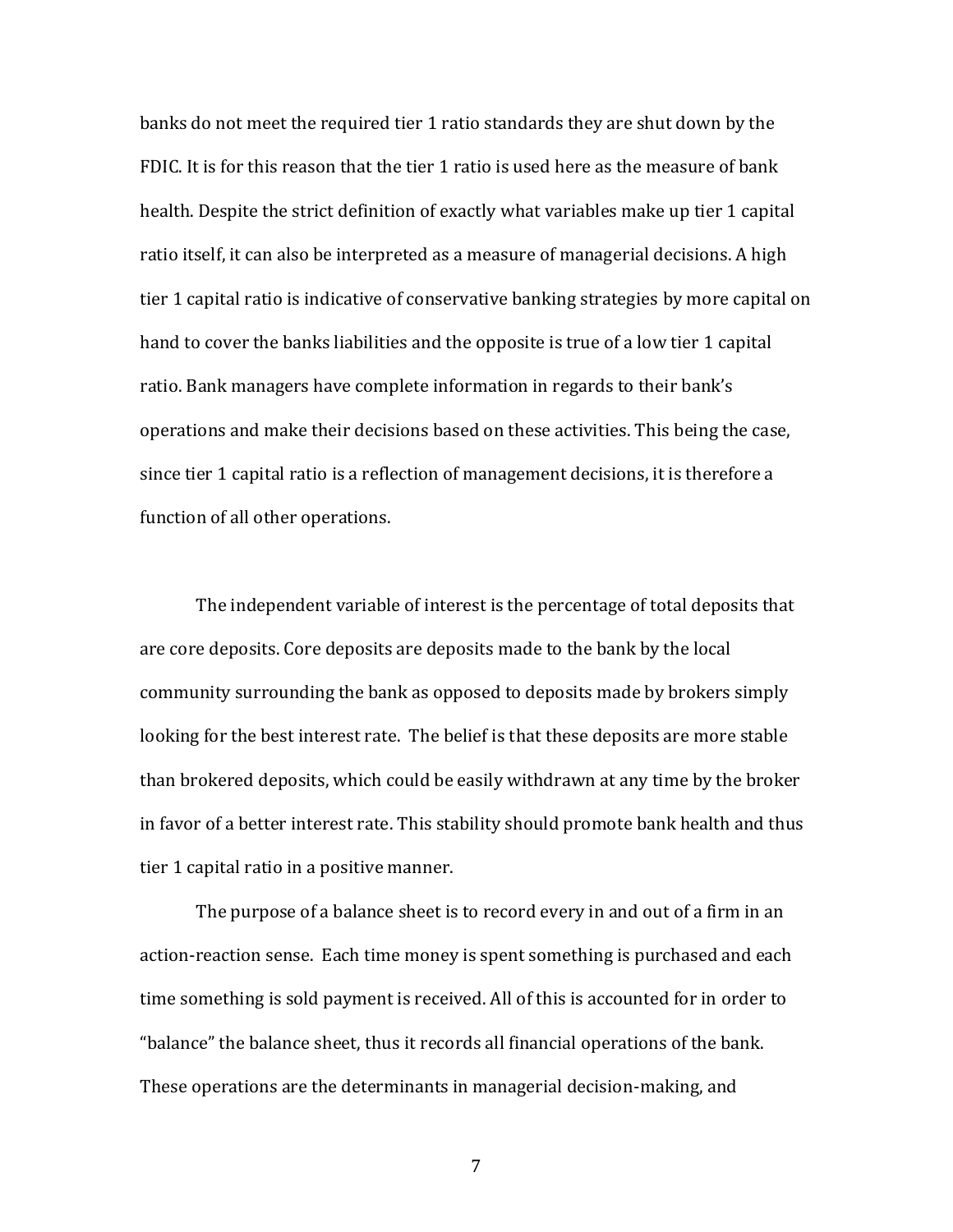banks do not meet the required tier 1 ratio standards they are shut down by the FDIC. It is for this reason that the tier 1 ratio is used here as the measure of bank health. Despite the strict definition of exactly what variables make up tier 1 capital ratio itself, it can also be interpreted as a measure of managerial decisions. A high tier 1 capital ratio is indicative of conservative banking strategies by more capital on hand to cover the banks liabilities and the opposite is true of a low tier 1 capital ratio. Bank managers have complete information in regards to their bank's operations and make their decisions based on these activities. This being the case, since tier 1 capital ratio is a reflection of management decisions, it is therefore a function of all other operations.

The independent variable of interest is the percentage of total deposits that are core deposits. Core deposits are deposits made to the bank by the local community surrounding the bank as opposed to deposits made by brokers simply looking for the best interest rate. The belief is that these deposits are more stable than brokered deposits, which could be easily withdrawn at any time by the broker in favor of a better interest rate. This stability should promote bank health and thus tier 1 capital ratio in a positive manner.

The purpose of a balance sheet is to record every in and out of a firm in an action-reaction sense. Each time money is spent something is purchased and each time something is sold payment is received. All of this is accounted for in order to "balance" the balance sheet, thus it records all financial operations of the bank. These operations are the determinants in managerial decision-making, and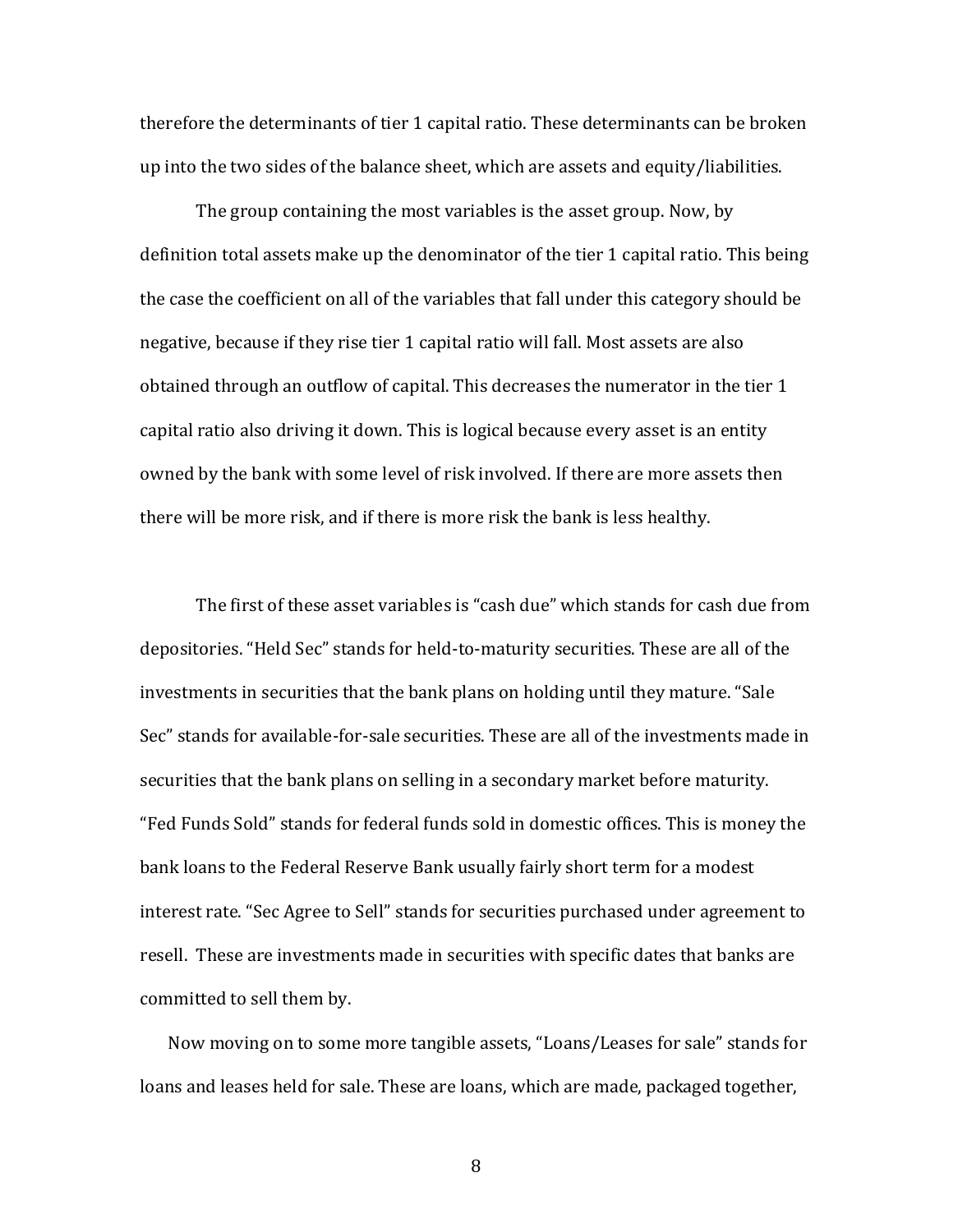therefore the determinants of tier 1 capital ratio. These determinants can be broken up into the two sides of the balance sheet, which are assets and equity/liabilities.

The group containing the most variables is the asset group. Now, by definition total assets make up the denominator of the tier 1 capital ratio. This being the case the coefficient on all of the variables that fall under this category should be negative, because if they rise tier 1 capital ratio will fall. Most assets are also obtained through an outflow of capital. This decreases the numerator in the tier 1 capital ratio also driving it down. This is logical because every asset is an entity owned by the bank with some level of risk involved. If there are more assets then there will be more risk, and if there is more risk the bank is less healthy.

The first of these asset variables is "cash due" which stands for cash due from depositories. "Held Sec" stands for held-to-maturity securities. These are all of the investments in securities that the bank plans on holding until they mature. "Sale Sec" stands for available-for-sale securities. These are all of the investments made in securities that the bank plans on selling in a secondary market before maturity. "Fed Funds Sold" stands for federal funds sold in domestic offices. This is money the bank loans to the Federal Reserve Bank usually fairly short term for a modest interest rate. "Sec Agree to Sell" stands for securities purchased under agreement to resell. These are investments made in securities with specific dates that banks are committed to sell them by.

Now moving on to some more tangible assets, "Loans/Leases for sale" stands for loans and leases held for sale. These are loans, which are made, packaged together,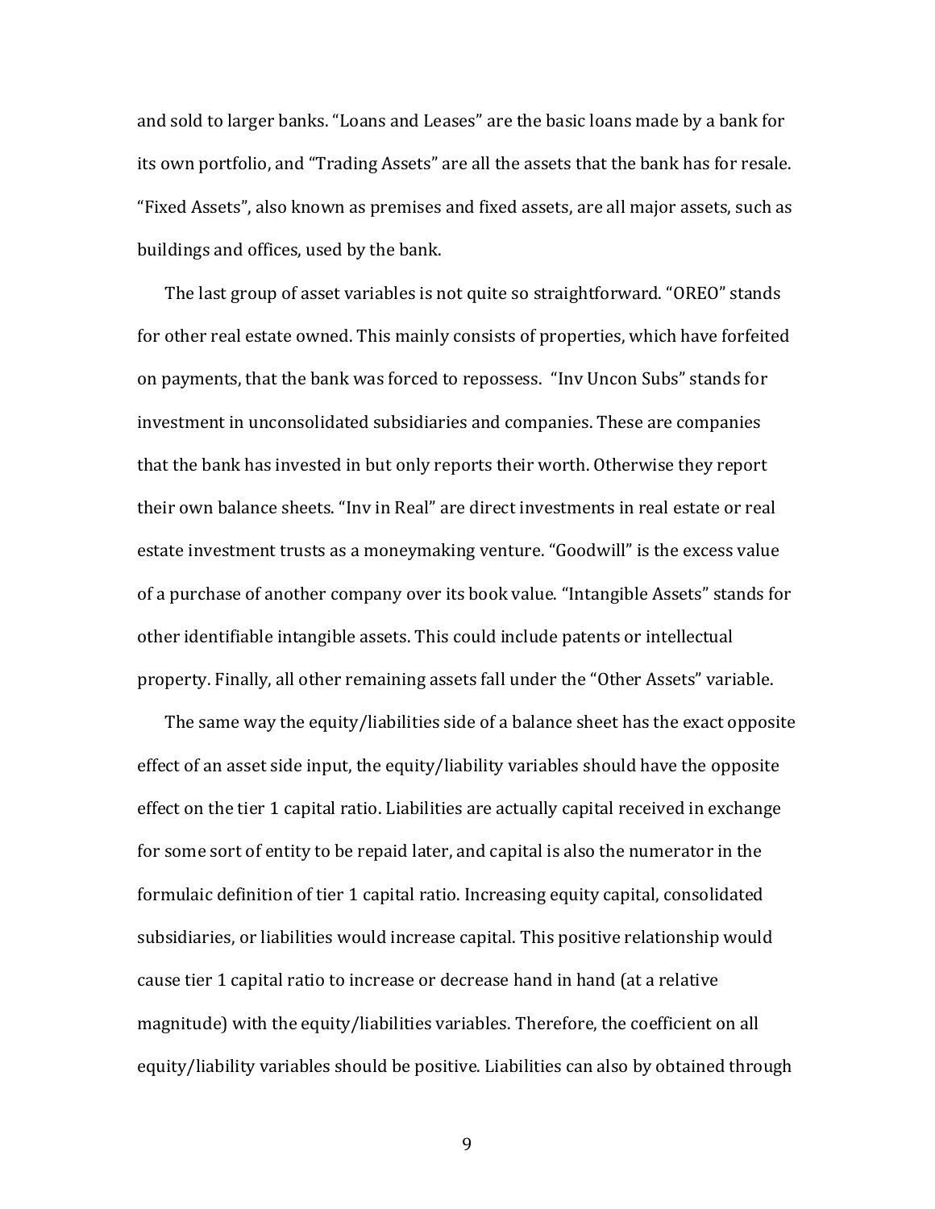and sold to larger banks. "Loans and Leases" are the basic loans made by a bank for its own portfolio, and "Trading Assets" are all the assets that the bank has for resale. "Fixed Assets", also known as premises and fixed assets, are all major assets, such as buildings and offices, used by the bank.

The last group of asset variables is not quite so straightforward. "OREO" stands for other real estate owned. This mainly consists of properties, which have forfeited on payments, that the bank was forced to repossess. "Inv Uncon Subs" stands for investment in unconsolidated subsidiaries and companies. These are companies that the bank has invested in but only reports their worth. Otherwise they report their own balance sheets. "Inv in Real" are direct investments in real estate or real estate investment trusts as a moneymaking venture. "Goodwill" is the excess value of a purchase of another company over its book value. "Intangible Assets" stands for other identifiable intangible assets. This could include patents or intellectual property. Finally, all other remaining assets fall under the "Other Assets" variable.

The same way the equity/liabilities side of a balance sheet has the exact opposite effect of an asset side input, the equity/liability variables should have the opposite effect on the tier 1 capital ratio. Liabilities are actually capital received in exchange for some sort of entity to be repaid later, and capital is also the numerator in the formulaic definition of tier 1 capital ratio. Increasing equity capital, consolidated subsidiaries, or liabilities would increase capital. This positive relationship would cause tier 1 capital ratio to increase or decrease hand in hand (at a relative magnitude) with the equity/liabilities variables. Therefore, the coefficient on all equity/liability variables should be positive. Liabilities can also by obtained through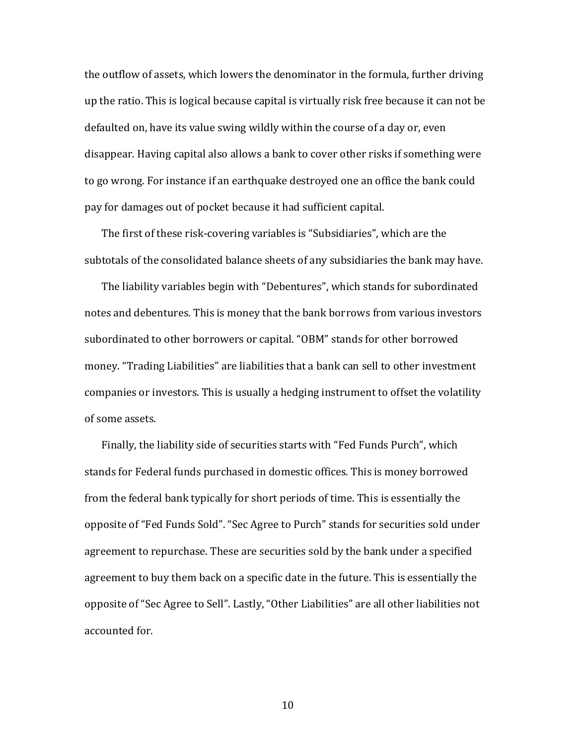the outflow of assets, which lowers the denominator in the formula, further driving up the ratio. This is logical because capital is virtually risk free because it can not be defaulted on, have its value swing wildly within the course of a day or, even disappear. Having capital also allows a bank to cover other risks if something were to go wrong. For instance if an earthquake destroyed one an office the bank could pay for damages out of pocket because it had sufficient capital.

The first of these risk-covering variables is "Subsidiaries", which are the subtotals of the consolidated balance sheets of any subsidiaries the bank may have.

The liability variables begin with "Debentures", which stands for subordinated notes and debentures. This is money that the bank borrows from various investors subordinated to other borrowers or capital. "OBM" stands for other borrowed money. "Trading Liabilities" are liabilities that a bank can sell to other investment companies or investors. This is usually a hedging instrument to offset the volatility of some assets.

Finally, the liability side of securities starts with "Fed Funds Purch", which stands for Federal funds purchased in domestic offices. This is money borrowed from the federal bank typically for short periods of time. This is essentially the opposite of "Fed Funds Sold". "Sec Agree to Purch" stands for securities sold under agreement to repurchase. These are securities sold by the bank under a specified agreement to buy them back on a specific date in the future. This is essentially the opposite of "Sec Agree to Sell". Lastly, "Other Liabilities" are all other liabilities not accounted for.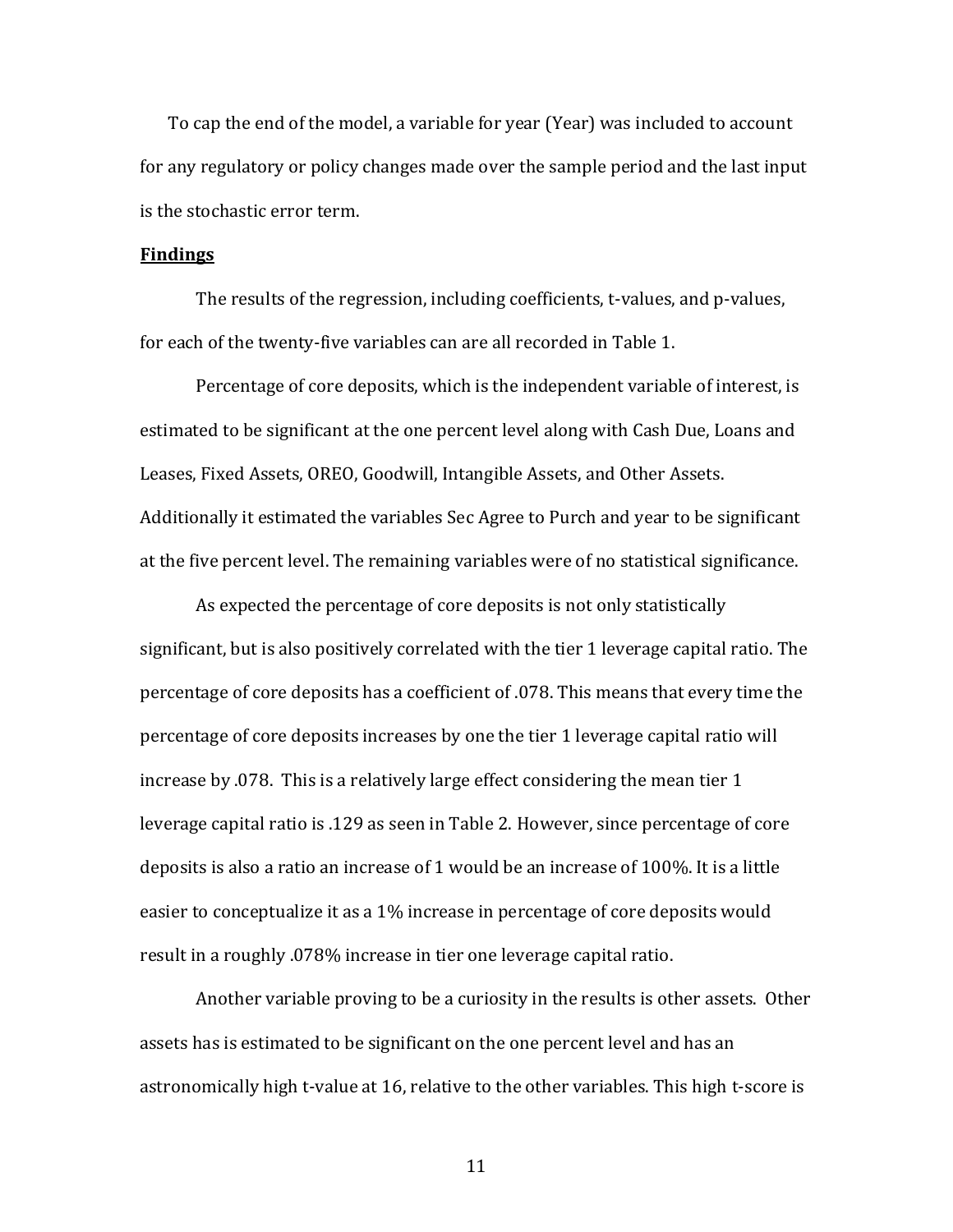To cap the end of the model, a variable for year (Year) was included to account for any regulatory or policy changes made over the sample period and the last input is the stochastic error term.

**Findings**

The results of the regression, including coefficients, t-values, and p-values, for each of the twenty-five variables can are all recorded in Table 1.

Percentage of core deposits, which is the independent variable of interest, is estimated to be significant at the one percent level along with Cash Due, Loans and Leases, Fixed Assets, OREO, Goodwill, Intangible Assets, and Other Assets. Additionally it estimated the variables Sec Agree to Purch and year to be significant at the five percent level. The remaining variables were of no statistical significance.

As expected the percentage of core deposits is not only statistically significant, but is also positively correlated with the tier 1 leverage capital ratio. The percentage of core deposits has a coefficient of .078. This means that every time the percentage of core deposits increases by one the tier 1 leverage capital ratio will increase by .078. This is a relatively large effect considering the mean tier 1 leverage capital ratio is .129 as seen in Table 2. However, since percentage of core deposits is also a ratio an increase of 1 would be an increase of 100%. It is a little easier to conceptualize it as a 1% increase in percentage of core deposits would result in a roughly .078% increase in tier one leverage capital ratio.

Another variable proving to be a curiosity in the results is other assets. Other assets has is estimated to be significant on the one percent level and has an astronomically high t-value at 16, relative to the other variables. This high t-score is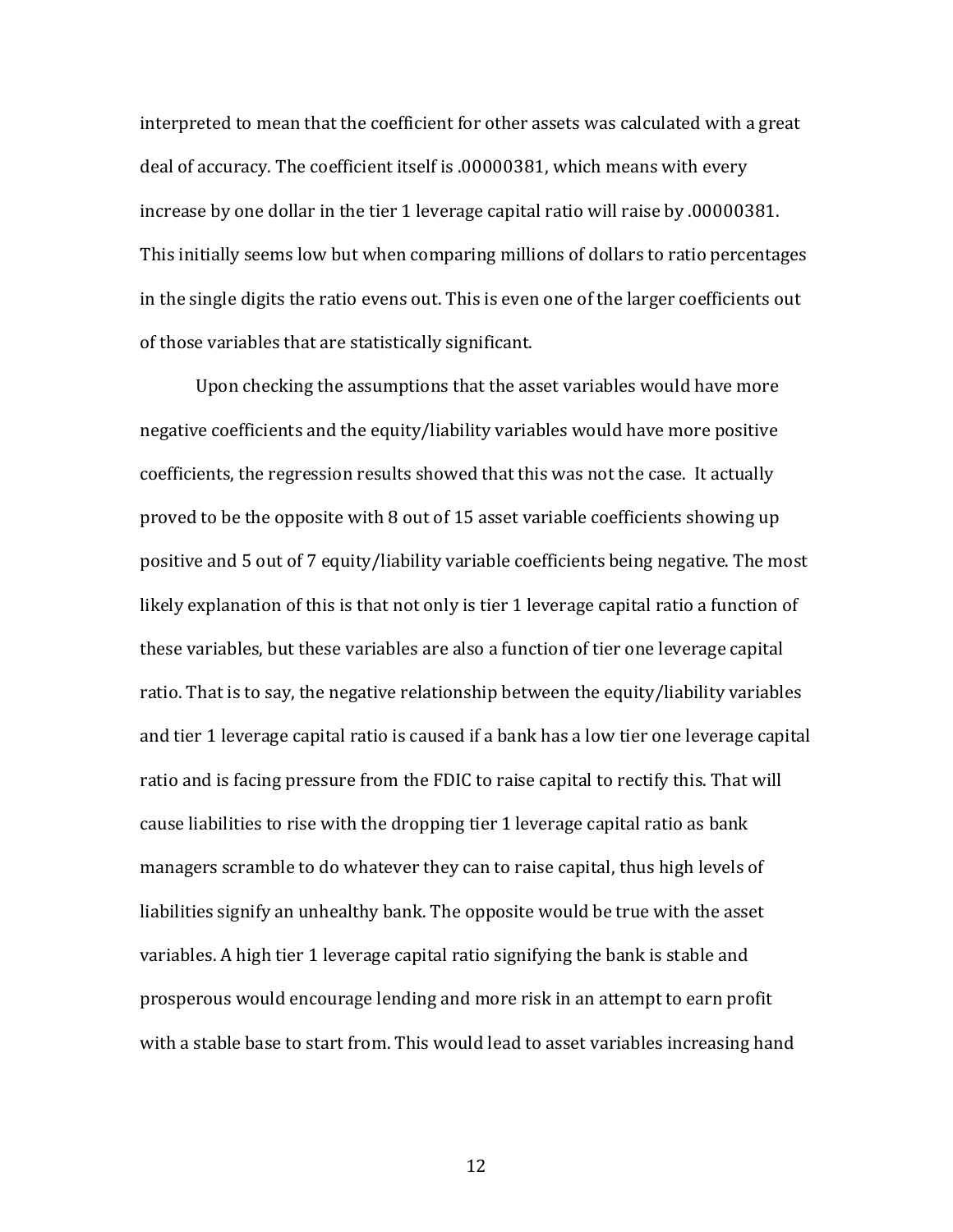interpreted to mean that the coefficient for other assets was calculated with a great deal of accuracy. The coefficient itself is .00000381, which means with every increase by one dollar in the tier 1 leverage capital ratio will raise by .00000381. This initially seems low but when comparing millions of dollars to ratio percentages in the single digits the ratio evens out. This is even one of the larger coefficients out of those variables that are statistically significant.

Upon checking the assumptions that the asset variables would have more negative coefficients and the equity/liability variables would have more positive coefficients, the regression results showed that this was not the case. It actually proved to be the opposite with 8 out of 15 asset variable coefficients showing up positive and 5 out of 7 equity/liability variable coefficients being negative. The most likely explanation of this is that not only is tier 1 leverage capital ratio a function of these variables, but these variables are also a function of tier one leverage capital ratio. That is to say, the negative relationship between the equity/liability variables and tier 1 leverage capital ratio is caused if a bank has a low tier one leverage capital ratio and is facing pressure from the FDIC to raise capital to rectify this. That will cause liabilities to rise with the dropping tier 1 leverage capital ratio as bank managers scramble to do whatever they can to raise capital, thus high levels of liabilities signify an unhealthy bank. The opposite would be true with the asset variables. A high tier 1 leverage capital ratio signifying the bank is stable and prosperous would encourage lending and more risk in an attempt to earn profit with a stable base to start from. This would lead to asset variables increasing hand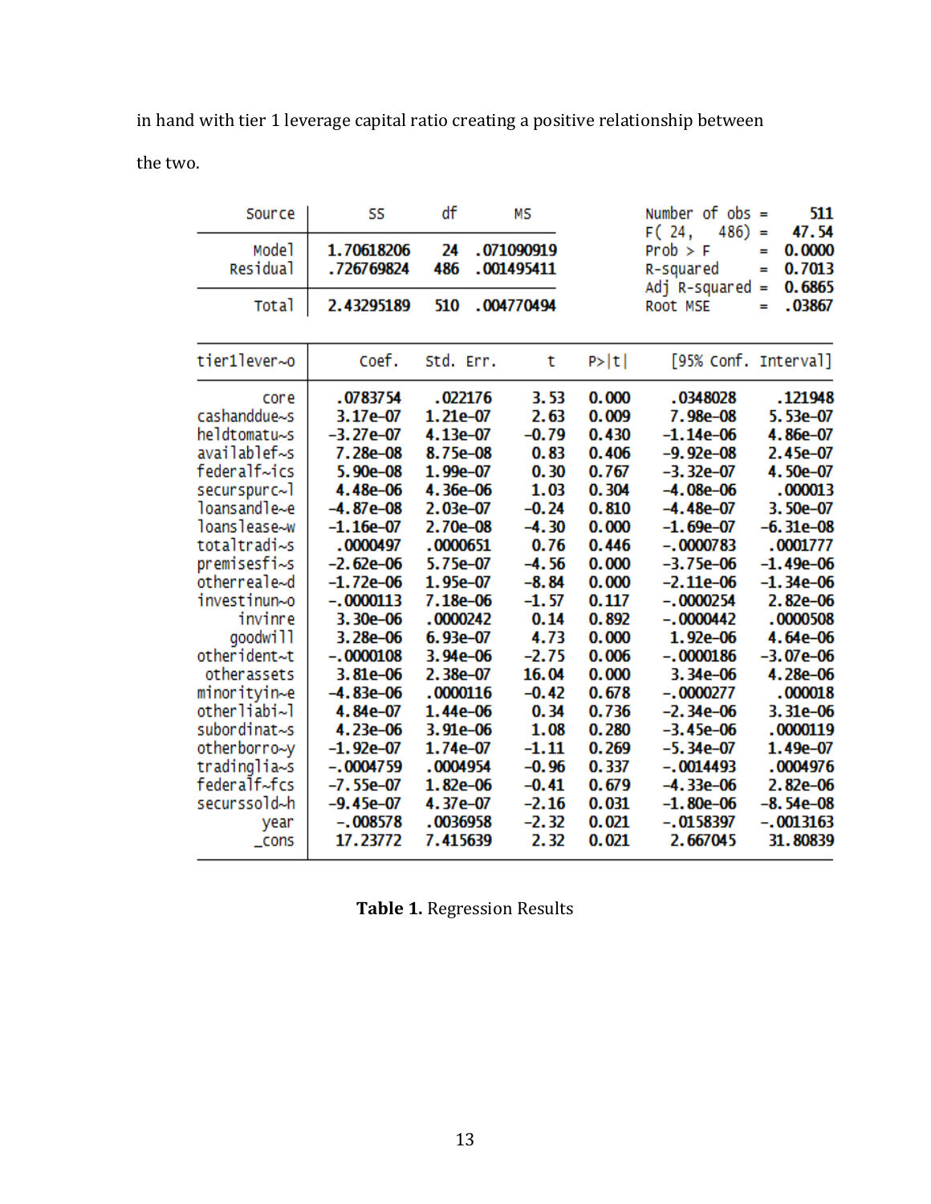in hand with tier 1 leverage capital ratio creating a positive relationship between the two.

| Source | SS | df | MS |
|---|---|---|---|
| Model | 1.70618206 | 24 | .071090919 |
| Residual | .726769824 | 486 | .001495411 |
| Total | 2.43295189 | 510 | .004770494 |

| Statistic | Value |
|---|---|
| Number of obs | 511 |
| F( 24, 486) | 47.54 |
| Prob > F | 0.0000 |
| R-squared | 0.7013 |
| Adj R-squared | 0.6865 |
| Root MSE | .03867 |

| tier1lever~o | Coef. | Std. Err. | t | P>\|t\| | [95% Conf. | Interval] |
|---|---|---|---|---|---|---|
| core | .0783754 | .022176 | 3.53 | 0.000 | .0348028 | .121948 |
| cashanddue~s | 3.17e-07 | 1.21e-07 | 2.63 | 0.009 | 7.98e-08 | 5.53e-07 |
| heldtomatu~s | -3.27e-07 | 4.13e-07 | -0.79 | 0.430 | -1.14e-06 | 4.86e-07 |
| availablef~s | 7.28e-08 | 8.75e-08 | 0.83 | 0.406 | -9.92e-08 | 2.45e-07 |
| federalf~ics | 5.90e-08 | 1.99e-07 | 0.30 | 0.767 | -3.32e-07 | 4.50e-07 |
| securspurc~l | 4.48e-06 | 4.36e-06 | 1.03 | 0.304 | -4.08e-06 | .000013 |
| loansandle~e | -4.87e-08 | 2.03e-07 | -0.24 | 0.810 | -4.48e-07 | 3.50e-07 |
| loanslease~w | -1.16e-07 | 2.70e-08 | -4.30 | 0.000 | -1.69e-07 | -6.31e-08 |
| totaltradi~s | .0000497 | .0000651 | 0.76 | 0.446 | -.0000783 | .0001777 |
| premisesfi~s | -2.62e-06 | 5.75e-07 | -4.56 | 0.000 | -3.75e-06 | -1.49e-06 |
| otherreale~d | -1.72e-06 | 1.95e-07 | -8.84 | 0.000 | -2.11e-06 | -1.34e-06 |
| investinun~o | -.0000113 | 7.18e-06 | -1.57 | 0.117 | -.0000254 | 2.82e-06 |
| invinre | 3.30e-06 | .0000242 | 0.14 | 0.892 | -.0000442 | .0000508 |
| goodwill | 3.28e-06 | 6.93e-07 | 4.73 | 0.000 | 1.92e-06 | 4.64e-06 |
| otherident~t | -.0000108 | 3.94e-06 | -2.75 | 0.006 | -.0000186 | -3.07e-06 |
| otherassets | 3.81e-06 | 2.38e-07 | 16.04 | 0.000 | 3.34e-06 | 4.28e-06 |
| minorityin~e | -4.83e-06 | .0000116 | -0.42 | 0.678 | -.0000277 | .000018 |
| otherliabi~l | 4.84e-07 | 1.44e-06 | 0.34 | 0.736 | -2.34e-06 | 3.31e-06 |
| subordinat~s | 4.23e-06 | 3.91e-06 | 1.08 | 0.280 | -3.45e-06 | .0000119 |
| otherborro~y | -1.92e-07 | 1.74e-07 | -1.11 | 0.269 | -5.34e-07 | 1.49e-07 |
| tradinglia~s | -.0004759 | .0004954 | -0.96 | 0.337 | -.0014493 | .0004976 |
| federalf~fcs | -7.55e-07 | 1.82e-06 | -0.41 | 0.679 | -4.33e-06 | 2.82e-06 |
| securssold~h | -9.45e-07 | 4.37e-07 | -2.16 | 0.031 | -1.80e-06 | -8.54e-08 |
| year | -.008578 | .0036958 | -2.32 | 0.021 | -.0158397 | -.0013163 |
| _cons | 17.23772 | 7.415639 | 2.32 | 0.021 | 2.667045 | 31.80839 |

**Table 1.** Regression Results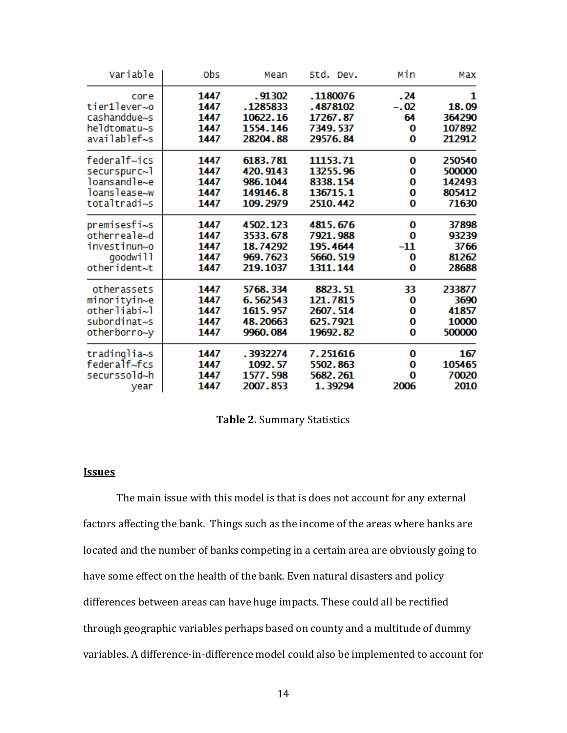| Variable | Obs | Mean | Std. Dev. | Min | Max |
|---|---|---|---|---|---|
| core | 1447 | .91302 | .1180076 | .24 | 1 |
| tier1lever~o | 1447 | .1285833 | .4878102 | -.02 | 18.09 |
| cashanddue~s | 1447 | 10622.16 | 17267.87 | 64 | 364290 |
| heldtomatu~s | 1447 | 1554.146 | 7349.537 | 0 | 107892 |
| availablef~s | 1447 | 28204.88 | 29576.84 | 0 | 212912 |
| federalf~ics | 1447 | 6183.781 | 11153.71 | 0 | 250540 |
| secur spurc~l | 1447 | 420.9143 | 13255.96 | 0 | 500000 |
| loansandle~e | 1447 | 986.1044 | 8338.154 | 0 | 142493 |
| loanslease~w | 1447 | 149146.8 | 136715.1 | 0 | 805412 |
| totaltradi~s | 1447 | 109.2979 | 2510.442 | 0 | 71630 |
| premisesfi~s | 1447 | 4502.123 | 4815.676 | 0 | 37898 |
| otherreale~d | 1447 | 3533.678 | 7921.988 | 0 | 93239 |
| investinun~o | 1447 | 18.74292 | 195.4644 | -11 | 3766 |
| goodwill | 1447 | 969.7623 | 5660.519 | 0 | 81262 |
| otherident~t | 1447 | 219.1037 | 1311.144 | 0 | 28688 |
| otherassets | 1447 | 5768.334 | 8823.51 | 33 | 233877 |
| minorityin~e | 1447 | 6.562543 | 121.7815 | 0 | 3690 |
| otherliabi~l | 1447 | 1615.957 | 2607.514 | 0 | 41857 |
| subordinat~s | 1447 | 48.20663 | 625.7921 | 0 | 10000 |
| otherborro~y | 1447 | 9960.084 | 19692.82 | 0 | 500000 |
| tradinglia~s | 1447 | .3932274 | 7.251616 | 0 | 167 |
| federalf~fcs | 1447 | 1092.57 | 5502.863 | 0 | 105465 |
| securssold~h | 1447 | 1577.598 | 5682.261 | 0 | 70020 |
| year | 1447 | 2007.853 | 1.39294 | 2006 | 2010 |

**Table 2.** Summary Statistics

## Issues

The main issue with this model is that is does not account for any external factors affecting the bank. Things such as the income of the areas where banks are located and the number of banks competing in a certain area are obviously going to have some effect on the health of the bank. Even natural disasters and policy differences between areas can have huge impacts. These could all be rectified through geographic variables perhaps based on county and a multitude of dummy variables. A difference-in-difference model could also be implemented to account for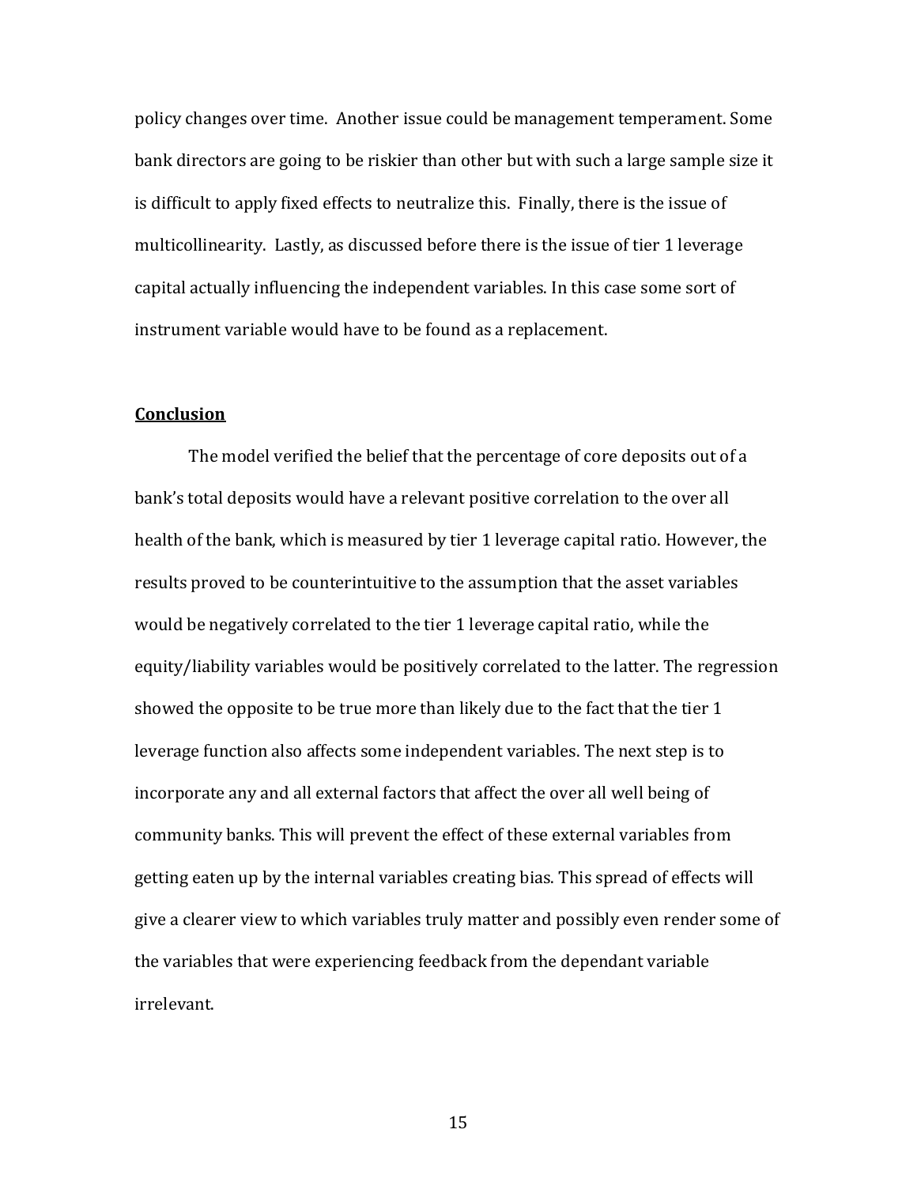policy changes over time. Another issue could be management temperament. Some bank directors are going to be riskier than other but with such a large sample size it is difficult to apply fixed effects to neutralize this. Finally, there is the issue of multicollinearity. Lastly, as discussed before there is the issue of tier 1 leverage capital actually influencing the independent variables. In this case some sort of instrument variable would have to be found as a replacement.

## **Conclusion**

The model verified the belief that the percentage of core deposits out of a bank's total deposits would have a relevant positive correlation to the over all health of the bank, which is measured by tier 1 leverage capital ratio. However, the results proved to be counterintuitive to the assumption that the asset variables would be negatively correlated to the tier 1 leverage capital ratio, while the equity/liability variables would be positively correlated to the latter. The regression showed the opposite to be true more than likely due to the fact that the tier 1 leverage function also affects some independent variables. The next step is to incorporate any and all external factors that affect the over all well being of community banks. This will prevent the effect of these external variables from getting eaten up by the internal variables creating bias. This spread of effects will give a clearer view to which variables truly matter and possibly even render some of the variables that were experiencing feedback from the dependant variable irrelevant.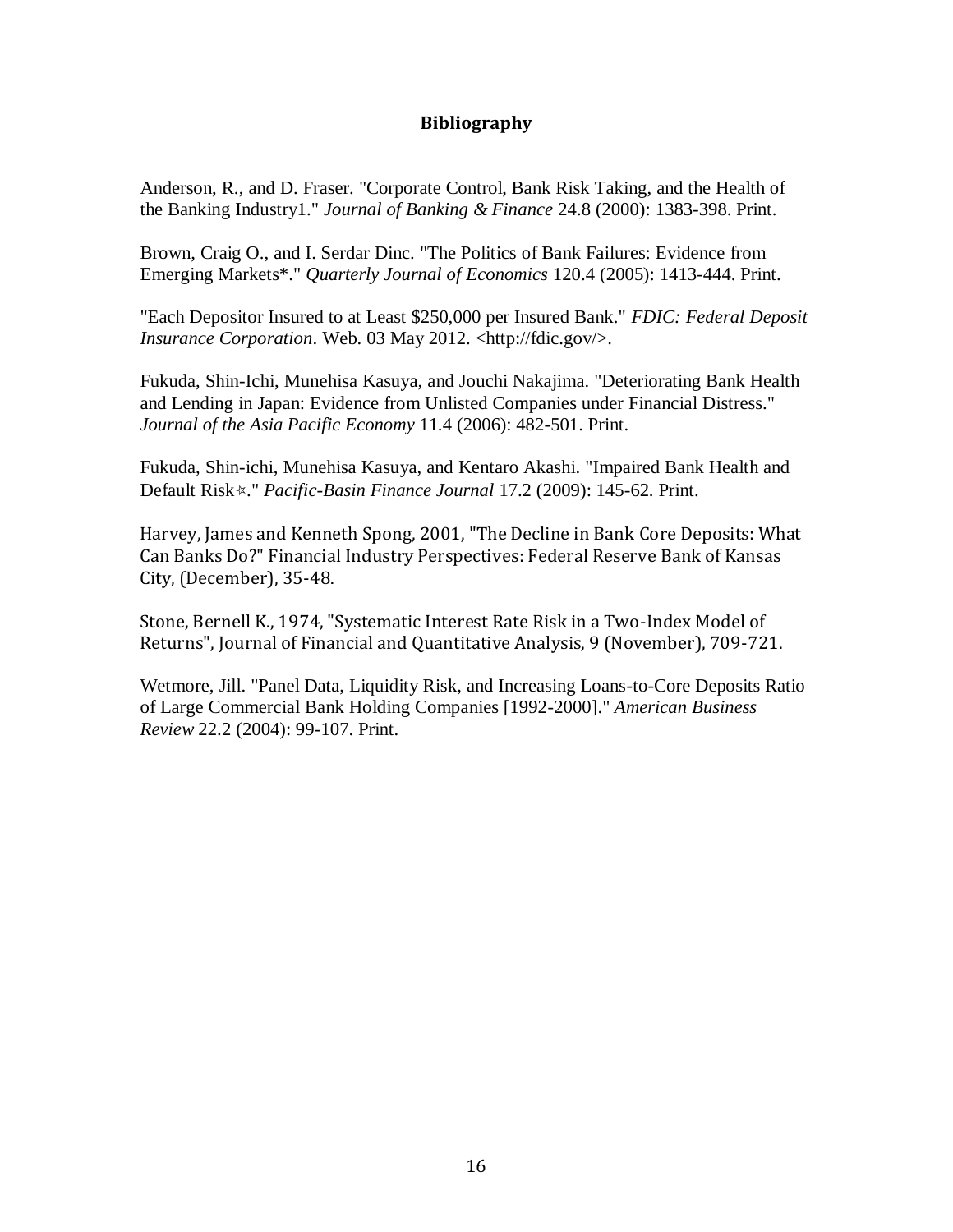## Bibliography

Anderson, R., and D. Fraser. "Corporate Control, Bank Risk Taking, and the Health of the Banking Industry1." *Journal of Banking & Finance* 24.8 (2000): 1383-398. Print.

Brown, Craig O., and I. Serdar Dinc. "The Politics of Bank Failures: Evidence from Emerging Markets*." *Quarterly Journal of Economics* 120.4 (2005): 1413-444. Print.

"Each Depositor Insured to at Least $250,000 per Insured Bank." *FDIC: Federal Deposit Insurance Corporation*. Web. 03 May 2012. <http://fdic.gov/>.

Fukuda, Shin-Ichi, Munehisa Kasuya, and Jouchi Nakajima. "Deteriorating Bank Health and Lending in Japan: Evidence from Unlisted Companies under Financial Distress." *Journal of the Asia Pacific Economy* 11.4 (2006): 482-501. Print.

Fukuda, Shin-ichi, Munehisa Kasuya, and Kentaro Akashi. "Impaired Bank Health and Default Risk☆." *Pacific-Basin Finance Journal* 17.2 (2009): 145-62. Print.

Harvey, James and Kenneth Spong, 2001, "The Decline in Bank Core Deposits: What Can Banks Do?" Financial Industry Perspectives: Federal Reserve Bank of Kansas City, (December), 35-48.

Stone, Bernell K., 1974, "Systematic Interest Rate Risk in a Two-Index Model of Returns", Journal of Financial and Quantitative Analysis, 9 (November), 709-721.

Wetmore, Jill. "Panel Data, Liquidity Risk, and Increasing Loans-to-Core Deposits Ratio of Large Commercial Bank Holding Companies [1992-2000]." *American Business Review* 22.2 (2004): 99-107. Print.